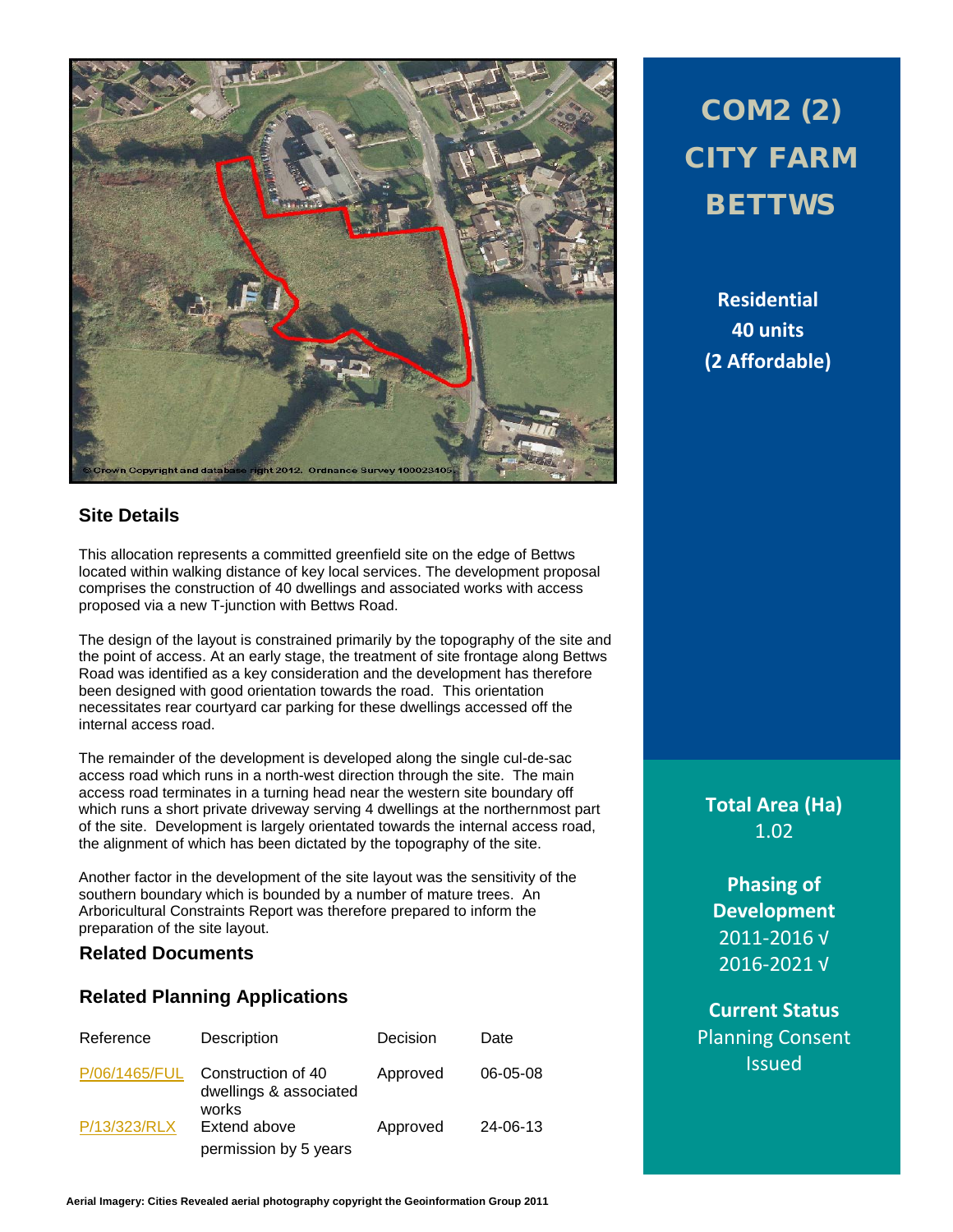# COM2 (2) CITY FARM BETTWS

**Residential**
**40 units**
**(2 Affordable)**

© Crown Copyright and database right 2012. Ordnance Survey 100023405.

## Site Details

This allocation represents a committed greenfield site on the edge of Bettws located within walking distance of key local services. The development proposal comprises the construction of 40 dwellings and associated works with access proposed via a new T-junction with Bettws Road.

The design of the layout is constrained primarily by the topography of the site and the point of access. At an early stage, the treatment of site frontage along Bettws Road was identified as a key consideration and the development has therefore been designed with good orientation towards the road. This orientation necessitates rear courtyard car parking for these dwellings accessed off the internal access road.

The remainder of the development is developed along the single cul-de-sac access road which runs in a north-west direction through the site. The main access road terminates in a turning head near the western site boundary off which runs a short private driveway serving 4 dwellings at the northernmost part of the site. Development is largely orientated towards the internal access road, the alignment of which has been dictated by the topography of the site.

Another factor in the development of the site layout was the sensitivity of the southern boundary which is bounded by a number of mature trees. An Arboricultural Constraints Report was therefore prepared to inform the preparation of the site layout.

## Related Documents

## Related Planning Applications

| Reference | Description | Decision | Date |
|---|---|---|---|
| P/06/1465/FUL | Construction of 40 dwellings & associated works | Approved | 06-05-08 |
| P/13/323/RLX | Extend above permission by 5 years | Approved | 24-06-13 |

**Total Area (Ha)**
1.02

**Phasing of Development**
2011-2016 √
2016-2021 √

**Current Status**
Planning Consent Issued

Aerial Imagery: Cities Revealed aerial photography copyright the Geoinformation Group 2011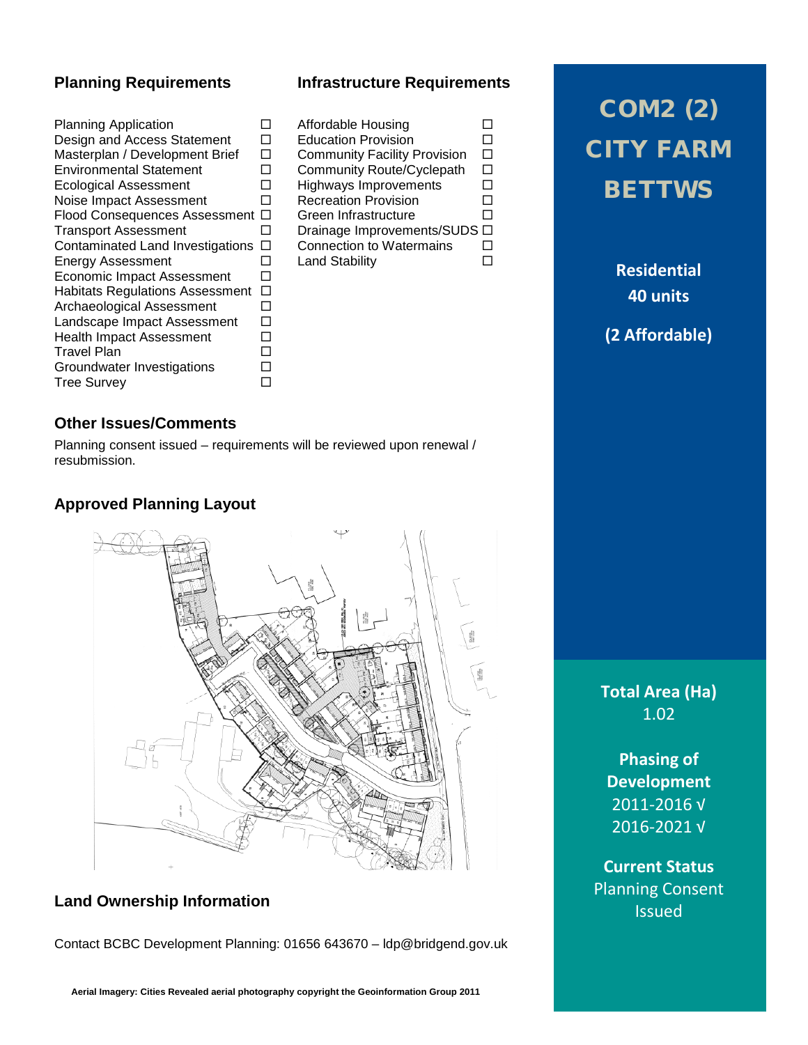## Planning Requirements

- Planning Application ☐
- Design and Access Statement ☐
- Masterplan / Development Brief ☐
- Environmental Statement ☐
- Ecological Assessment ☐
- Noise Impact Assessment ☐
- Flood Consequences Assessment ☐
- Transport Assessment ☐
- Contaminated Land Investigations ☐
- Energy Assessment ☐
- Economic Impact Assessment ☐
- Habitats Regulations Assessment ☐
- Archaeological Assessment ☐
- Landscape Impact Assessment ☐
- Health Impact Assessment ☐
- Travel Plan ☐
- Groundwater Investigations ☐
- Tree Survey ☐

## Infrastructure Requirements

- Affordable Housing ☐
- Education Provision ☐
- Community Facility Provision ☐
- Community Route/Cyclepath ☐
- Highways Improvements ☐
- Recreation Provision ☐
- Green Infrastructure ☐
- Drainage Improvements/SUDS ☐
- Connection to Watermains ☐
- Land Stability ☐

## Other Issues/Comments

Planning consent issued – requirements will be reviewed upon renewal / resubmission.

## Approved Planning Layout

## Land Ownership Information

Contact BCBC Development Planning: 01656 643670 – ldp@bridgend.gov.uk

Aerial Imagery: Cities Revealed aerial photography copyright the Geoinformation Group 2011

# COM2 (2) CITY FARM BETTWS

**Residential**
**40 units**

**(2 Affordable)**

**Total Area (Ha)**
1.02

**Phasing of Development**
2011-2016 √
2016-2021 √

**Current Status**
Planning Consent Issued